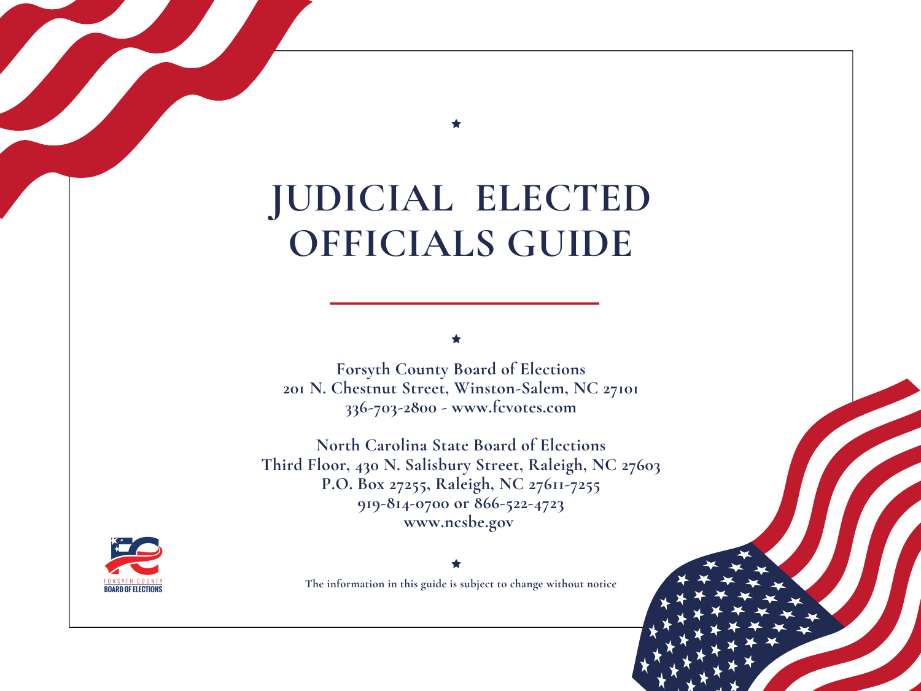# JUDICIAL ELECTED OFFICIALS GUIDE

**Forsyth County Board of Elections**
**201 N. Chestnut Street, Winston-Salem, NC 27101**
**336-703-2800 - www.fcvotes.com**

**North Carolina State Board of Elections**
**Third Floor, 430 N. Salisbury Street, Raleigh, NC 27603**
**P.O. Box 27255, Raleigh, NC 27611-7255**
**919-814-0700 or 866-522-4723**
**www.ncsbe.gov**

**The information in this guide is subject to change without notice**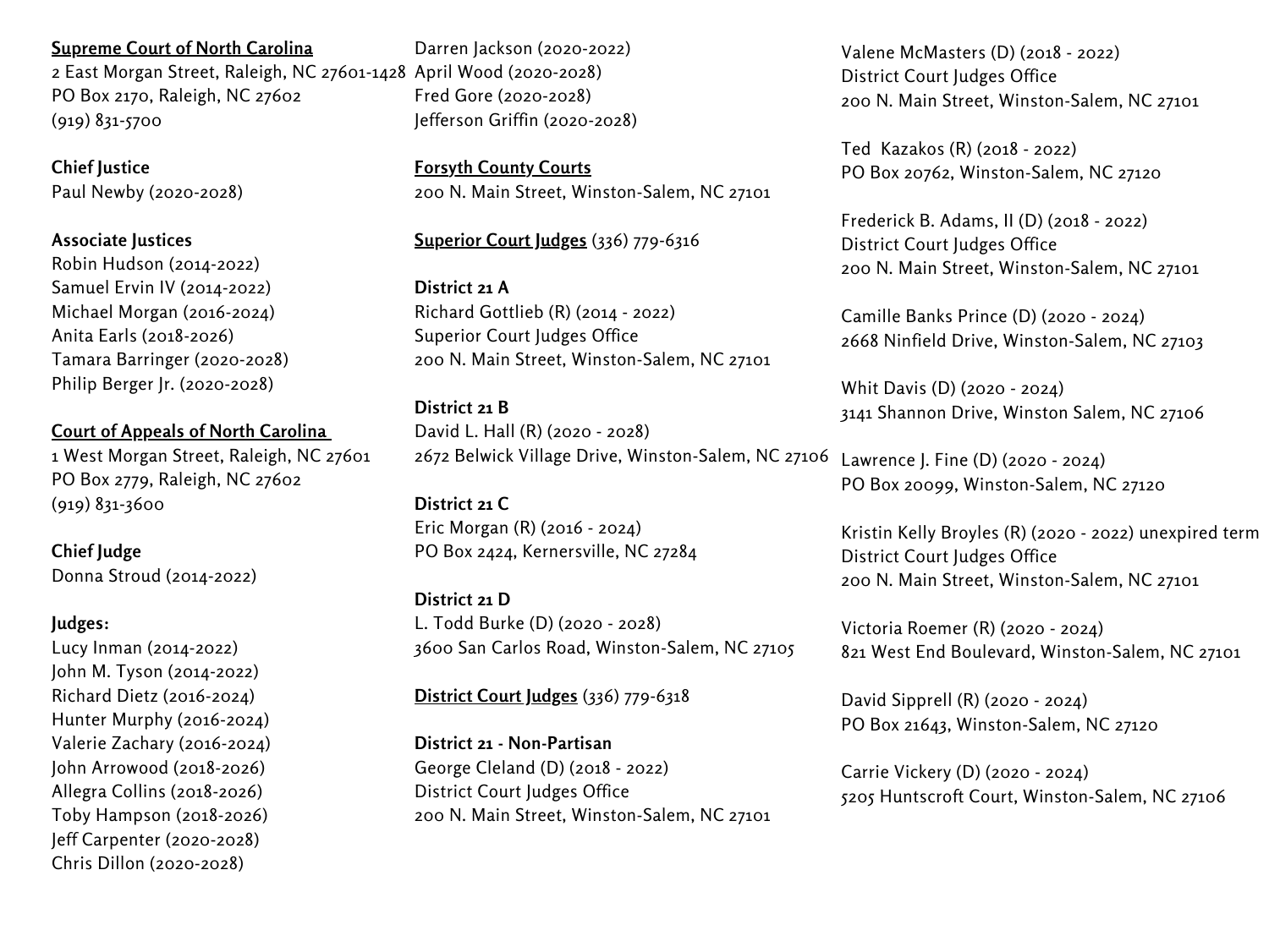**Supreme Court of North Carolina**
2 East Morgan Street, Raleigh, NC 27601-1428
PO Box 2170, Raleigh, NC 27602
(919) 831-5700

**Chief Justice**
Paul Newby (2020-2028)

**Associate Justices**
Robin Hudson (2014-2022)
Samuel Ervin IV (2014-2022)
Michael Morgan (2016-2024)
Anita Earls (2018-2026)
Tamara Barringer (2020-2028)
Philip Berger Jr. (2020-2028)

**Court of Appeals of North Carolina**
1 West Morgan Street, Raleigh, NC 27601
PO Box 2779, Raleigh, NC 27602
(919) 831-3600

**Chief Judge**
Donna Stroud (2014-2022)

**Judges:**
Lucy Inman (2014-2022)
John M. Tyson (2014-2022)
Richard Dietz (2016-2024)
Hunter Murphy (2016-2024)
Valerie Zachary (2016-2024)
John Arrowood (2018-2026)
Allegra Collins (2018-2026)
Toby Hampson (2018-2026)
Jeff Carpenter (2020-2028)
Chris Dillon (2020-2028)
Darren Jackson (2020-2022)
April Wood (2020-2028)
Fred Gore (2020-2028)
Jefferson Griffin (2020-2028)

**Forsyth County Courts**
200 N. Main Street, Winston-Salem, NC 27101

**Superior Court Judges** (336) 779-6316

**District 21 A**
Richard Gottlieb (R) (2014 - 2022)
Superior Court Judges Office
200 N. Main Street, Winston-Salem, NC 27101

**District 21 B**
David L. Hall (R) (2020 - 2028)
2672 Belwick Village Drive, Winston-Salem, NC 27106

**District 21 C**
Eric Morgan (R) (2016 - 2024)
PO Box 2424, Kernersville, NC 27284

**District 21 D**
L. Todd Burke (D) (2020 - 2028)
3600 San Carlos Road, Winston-Salem, NC 27105

**District Court Judges** (336) 779-6318

**District 21 - Non-Partisan**
George Cleland (D) (2018 - 2022)
District Court Judges Office
200 N. Main Street, Winston-Salem, NC 27101

Valene McMasters (D) (2018 - 2022)
District Court Judges Office
200 N. Main Street, Winston-Salem, NC 27101

Ted Kazakos (R) (2018 - 2022)
PO Box 20762, Winston-Salem, NC 27120

Frederick B. Adams, II (D) (2018 - 2022)
District Court Judges Office
200 N. Main Street, Winston-Salem, NC 27101

Camille Banks Prince (D) (2020 - 2024)
2668 Ninfield Drive, Winston-Salem, NC 27103

Whit Davis (D) (2020 - 2024)
3141 Shannon Drive, Winston Salem, NC 27106

Lawrence J. Fine (D) (2020 - 2024)
PO Box 20099, Winston-Salem, NC 27120

Kristin Kelly Broyles (R) (2020 - 2022) unexpired term
District Court Judges Office
200 N. Main Street, Winston-Salem, NC 27101

Victoria Roemer (R) (2020 - 2024)
821 West End Boulevard, Winston-Salem, NC 27101

David Sipprell (R) (2020 - 2024)
PO Box 21643, Winston-Salem, NC 27120

Carrie Vickery (D) (2020 - 2024)
5205 Huntscroft Court, Winston-Salem, NC 27106